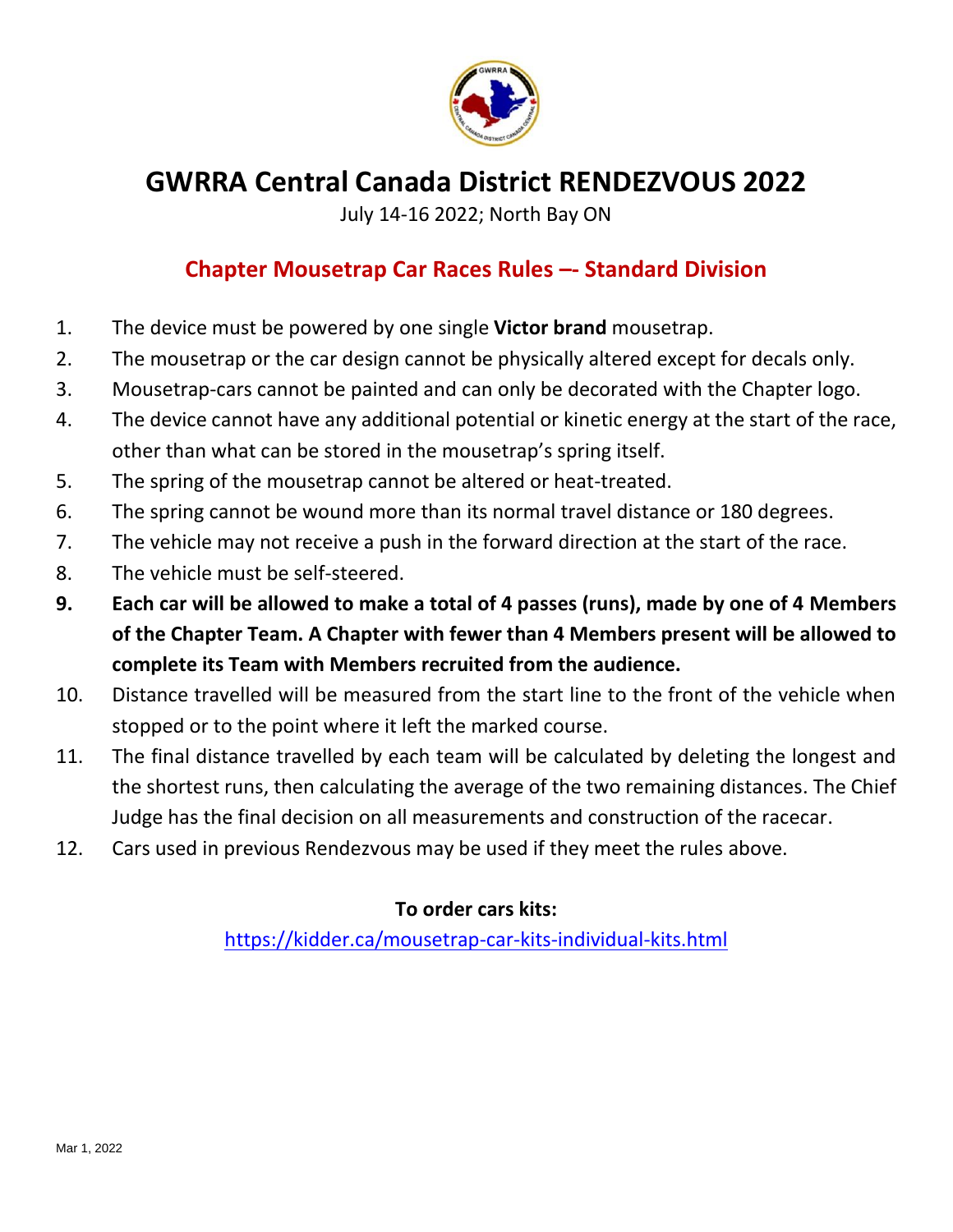# GWRRA Central Canada District RENDEZVOUS 2022

July 14-16 2022; North Bay ON

## Chapter Mousetrap Car Races Rules –- Standard Division

1. The device must be powered by one single **Victor brand** mousetrap.
2. The mousetrap or the car design cannot be physically altered except for decals only.
3. Mousetrap-cars cannot be painted and can only be decorated with the Chapter logo.
4. The device cannot have any additional potential or kinetic energy at the start of the race, other than what can be stored in the mousetrap's spring itself.
5. The spring of the mousetrap cannot be altered or heat-treated.
6. The spring cannot be wound more than its normal travel distance or 180 degrees.
7. The vehicle may not receive a push in the forward direction at the start of the race.
8. The vehicle must be self-steered.
9. **Each car will be allowed to make a total of 4 passes (runs), made by one of 4 Members of the Chapter Team. A Chapter with fewer than 4 Members present will be allowed to complete its Team with Members recruited from the audience.**
10. Distance travelled will be measured from the start line to the front of the vehicle when stopped or to the point where it left the marked course.
11. The final distance travelled by each team will be calculated by deleting the longest and the shortest runs, then calculating the average of the two remaining distances. The Chief Judge has the final decision on all measurements and construction of the racecar.
12. Cars used in previous Rendezvous may be used if they meet the rules above.

**To order cars kits:**

https://kidder.ca/mousetrap-car-kits-individual-kits.html

Mar 1, 2022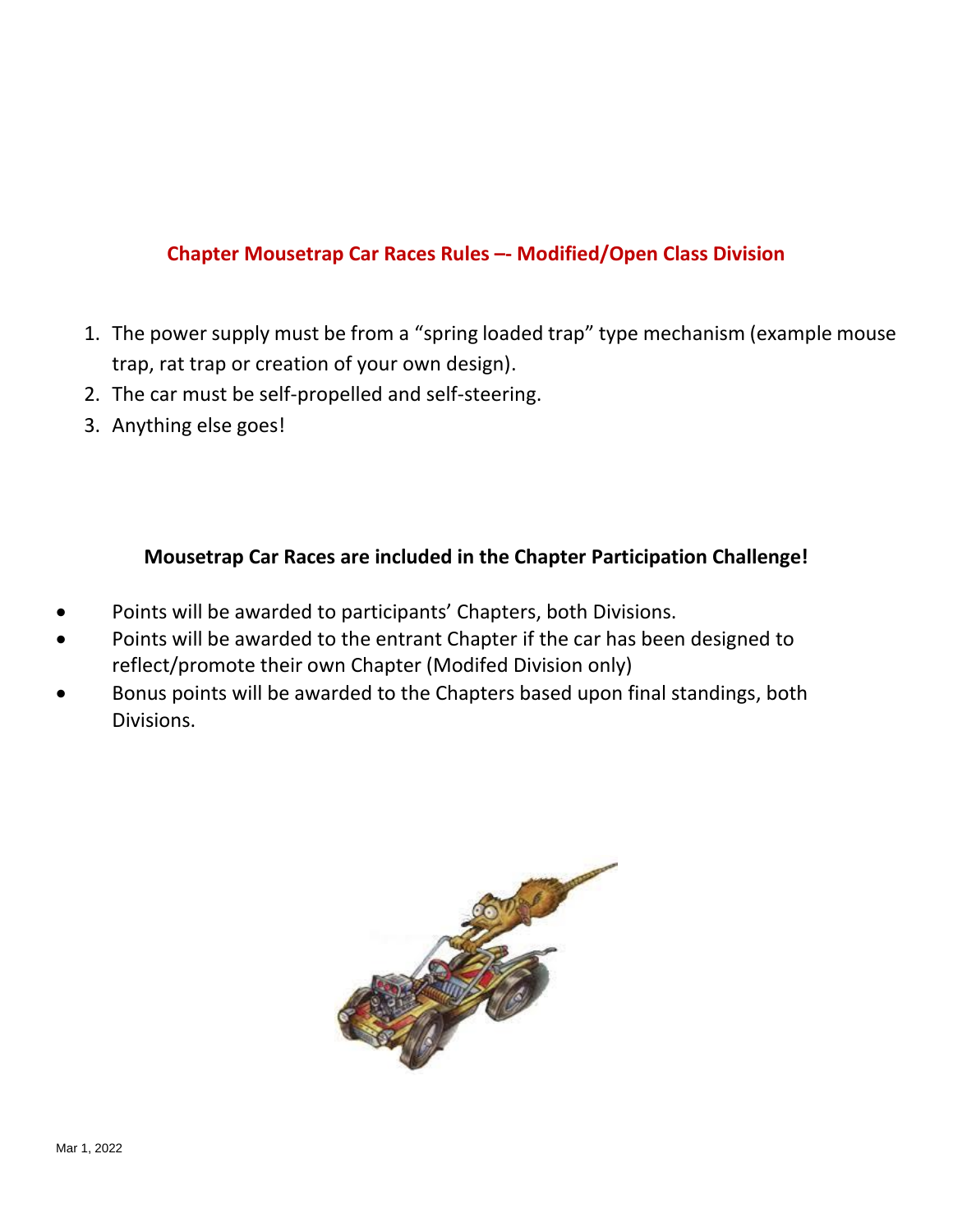## Chapter Mousetrap Car Races Rules –- Modified/Open Class Division

1. The power supply must be from a "spring loaded trap" type mechanism (example mouse trap, rat trap or creation of your own design).
2. The car must be self-propelled and self-steering.
3. Anything else goes!

**Mousetrap Car Races are included in the Chapter Participation Challenge!**

- Points will be awarded to participants' Chapters, both Divisions.
- Points will be awarded to the entrant Chapter if the car has been designed to reflect/promote their own Chapter (Modifed Division only)
- Bonus points will be awarded to the Chapters based upon final standings, both Divisions.

Mar 1, 2022